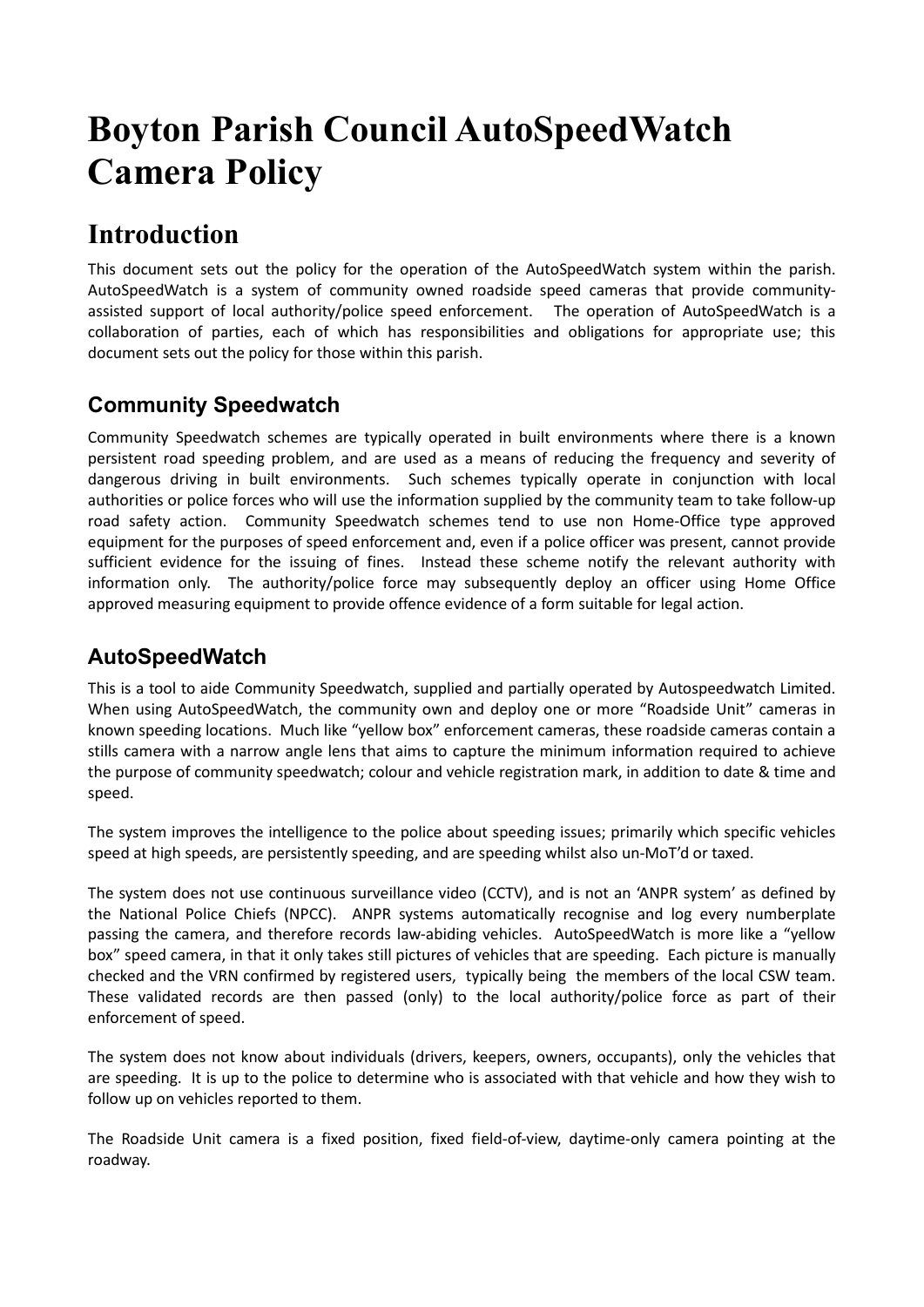# Boyton Parish Council AutoSpeedWatch Camera Policy

## Introduction

This document sets out the policy for the operation of the AutoSpeedWatch system within the parish. AutoSpeedWatch is a system of community owned roadside speed cameras that provide community-assisted support of local authority/police speed enforcement. The operation of AutoSpeedWatch is a collaboration of parties, each of which has responsibilities and obligations for appropriate use; this document sets out the policy for those within this parish.

### Community Speedwatch

Community Speedwatch schemes are typically operated in built environments where there is a known persistent road speeding problem, and are used as a means of reducing the frequency and severity of dangerous driving in built environments. Such schemes typically operate in conjunction with local authorities or police forces who will use the information supplied by the community team to take follow-up road safety action. Community Speedwatch schemes tend to use non Home-Office type approved equipment for the purposes of speed enforcement and, even if a police officer was present, cannot provide sufficient evidence for the issuing of fines. Instead these scheme notify the relevant authority with information only. The authority/police force may subsequently deploy an officer using Home Office approved measuring equipment to provide offence evidence of a form suitable for legal action.

### AutoSpeedWatch

This is a tool to aide Community Speedwatch, supplied and partially operated by Autospeedwatch Limited. When using AutoSpeedWatch, the community own and deploy one or more "Roadside Unit" cameras in known speeding locations. Much like "yellow box" enforcement cameras, these roadside cameras contain a stills camera with a narrow angle lens that aims to capture the minimum information required to achieve the purpose of community speedwatch; colour and vehicle registration mark, in addition to date & time and speed.

The system improves the intelligence to the police about speeding issues; primarily which specific vehicles speed at high speeds, are persistently speeding, and are speeding whilst also un-MoT'd or taxed.

The system does not use continuous surveillance video (CCTV), and is not an 'ANPR system' as defined by the National Police Chiefs (NPCC). ANPR systems automatically recognise and log every numberplate passing the camera, and therefore records law-abiding vehicles. AutoSpeedWatch is more like a "yellow box" speed camera, in that it only takes still pictures of vehicles that are speeding. Each picture is manually checked and the VRN confirmed by registered users, typically being the members of the local CSW team. These validated records are then passed (only) to the local authority/police force as part of their enforcement of speed.

The system does not know about individuals (drivers, keepers, owners, occupants), only the vehicles that are speeding. It is up to the police to determine who is associated with that vehicle and how they wish to follow up on vehicles reported to them.

The Roadside Unit camera is a fixed position, fixed field-of-view, daytime-only camera pointing at the roadway.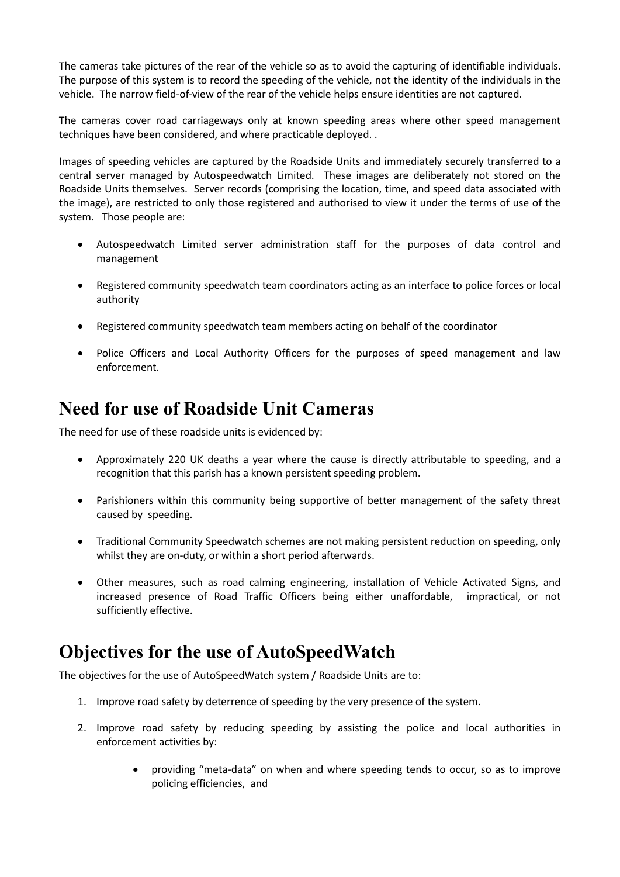The cameras take pictures of the rear of the vehicle so as to avoid the capturing of identifiable individuals. The purpose of this system is to record the speeding of the vehicle, not the identity of the individuals in the vehicle. The narrow field-of-view of the rear of the vehicle helps ensure identities are not captured.

The cameras cover road carriageways only at known speeding areas where other speed management techniques have been considered, and where practicable deployed. .

Images of speeding vehicles are captured by the Roadside Units and immediately securely transferred to a central server managed by Autospeedwatch Limited. These images are deliberately not stored on the Roadside Units themselves. Server records (comprising the location, time, and speed data associated with the image), are restricted to only those registered and authorised to view it under the terms of use of the system. Those people are:

- Autospeedwatch Limited server administration staff for the purposes of data control and management
- Registered community speedwatch team coordinators acting as an interface to police forces or local authority
- Registered community speedwatch team members acting on behalf of the coordinator
- Police Officers and Local Authority Officers for the purposes of speed management and law enforcement.

## Need for use of Roadside Unit Cameras

The need for use of these roadside units is evidenced by:

- Approximately 220 UK deaths a year where the cause is directly attributable to speeding, and a recognition that this parish has a known persistent speeding problem.
- Parishioners within this community being supportive of better management of the safety threat caused by speeding.
- Traditional Community Speedwatch schemes are not making persistent reduction on speeding, only whilst they are on-duty, or within a short period afterwards.
- Other measures, such as road calming engineering, installation of Vehicle Activated Signs, and increased presence of Road Traffic Officers being either unaffordable, impractical, or not sufficiently effective.

## Objectives for the use of AutoSpeedWatch

The objectives for the use of AutoSpeedWatch system / Roadside Units are to:

1. Improve road safety by deterrence of speeding by the very presence of the system.
2. Improve road safety by reducing speeding by assisting the police and local authorities in enforcement activities by:
    - providing "meta-data" on when and where speeding tends to occur, so as to improve policing efficiencies, and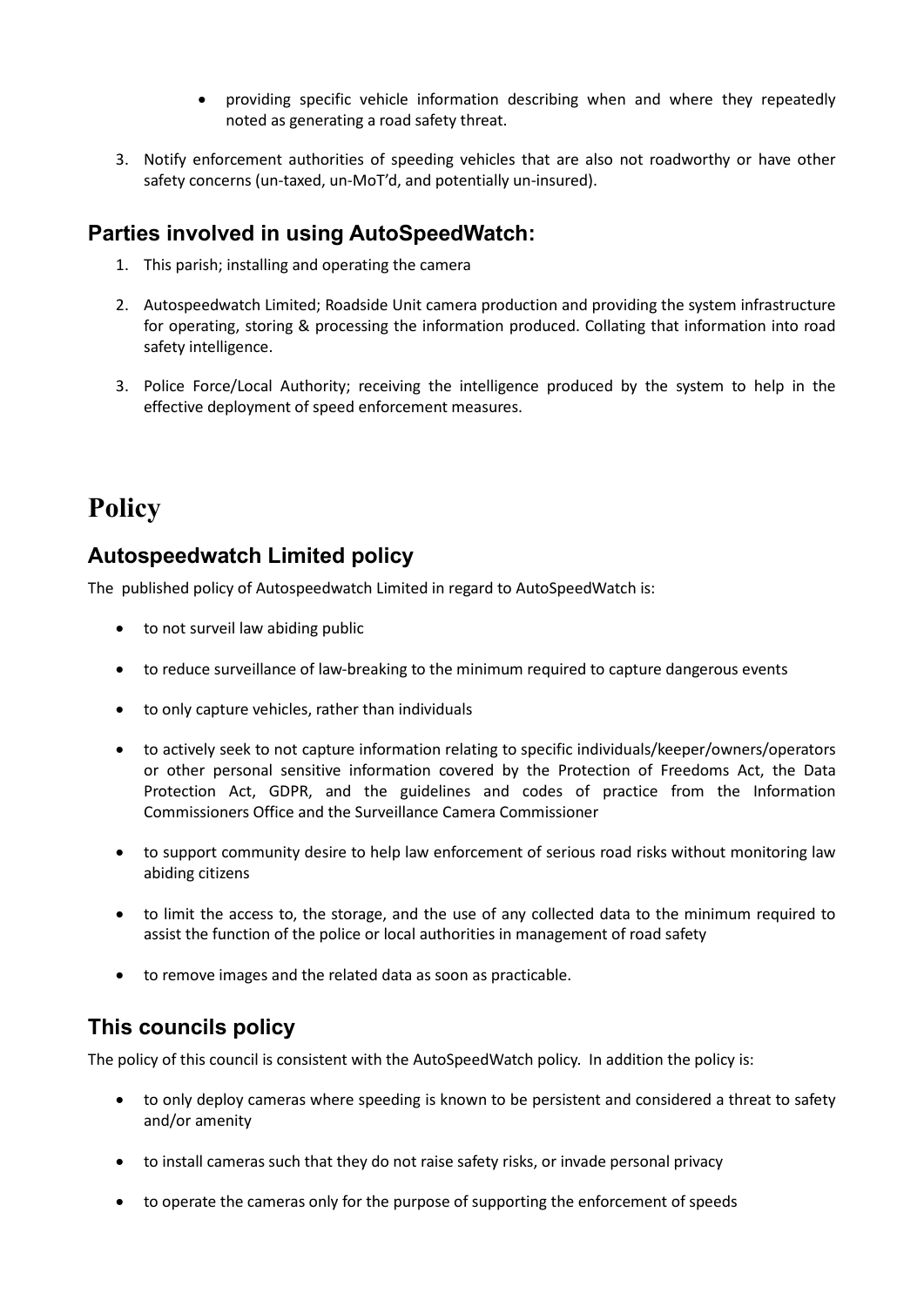- providing specific vehicle information describing when and where they repeatedly noted as generating a road safety threat.

3. Notify enforcement authorities of speeding vehicles that are also not roadworthy or have other safety concerns (un-taxed, un-MoT'd, and potentially un-insured).

## Parties involved in using AutoSpeedWatch:

1. This parish; installing and operating the camera

2. Autospeedwatch Limited; Roadside Unit camera production and providing the system infrastructure for operating, storing & processing the information produced. Collating that information into road safety intelligence.

3. Police Force/Local Authority; receiving the intelligence produced by the system to help in the effective deployment of speed enforcement measures.

# Policy

## Autospeedwatch Limited policy

The published policy of Autospeedwatch Limited in regard to AutoSpeedWatch is:

- to not surveil law abiding public
- to reduce surveillance of law-breaking to the minimum required to capture dangerous events
- to only capture vehicles, rather than individuals
- to actively seek to not capture information relating to specific individuals/keeper/owners/operators or other personal sensitive information covered by the Protection of Freedoms Act, the Data Protection Act, GDPR, and the guidelines and codes of practice from the Information Commissioners Office and the Surveillance Camera Commissioner
- to support community desire to help law enforcement of serious road risks without monitoring law abiding citizens
- to limit the access to, the storage, and the use of any collected data to the minimum required to assist the function of the police or local authorities in management of road safety
- to remove images and the related data as soon as practicable.

## This councils policy

The policy of this council is consistent with the AutoSpeedWatch policy. In addition the policy is:

- to only deploy cameras where speeding is known to be persistent and considered a threat to safety and/or amenity
- to install cameras such that they do not raise safety risks, or invade personal privacy
- to operate the cameras only for the purpose of supporting the enforcement of speeds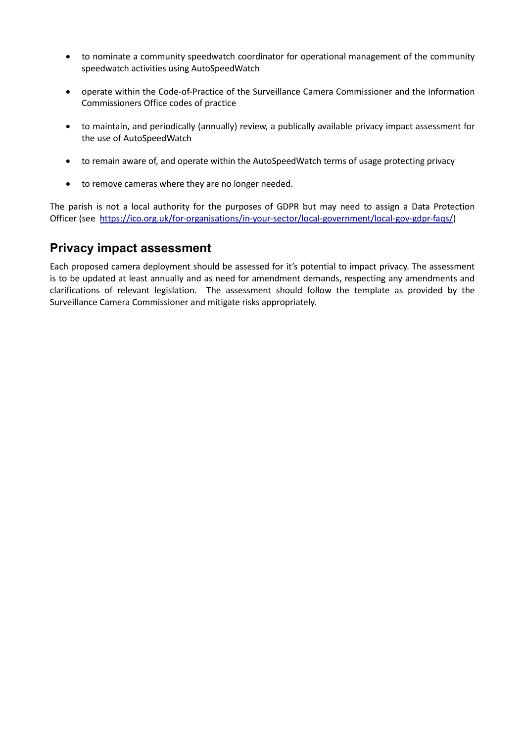- to nominate a community speedwatch coordinator for operational management of the community speedwatch activities using AutoSpeedWatch
- operate within the Code-of-Practice of the Surveillance Camera Commissioner and the Information Commissioners Office codes of practice
- to maintain, and periodically (annually) review, a publically available privacy impact assessment for the use of AutoSpeedWatch
- to remain aware of, and operate within the AutoSpeedWatch terms of usage protecting privacy
- to remove cameras where they are no longer needed.

The parish is not a local authority for the purposes of GDPR but may need to assign a Data Protection Officer (see https://ico.org.uk/for-organisations/in-your-sector/local-government/local-gov-gdpr-faqs/)

## Privacy impact assessment

Each proposed camera deployment should be assessed for it's potential to impact privacy. The assessment is to be updated at least annually and as need for amendment demands, respecting any amendments and clarifications of relevant legislation. The assessment should follow the template as provided by the Surveillance Camera Commissioner and mitigate risks appropriately.